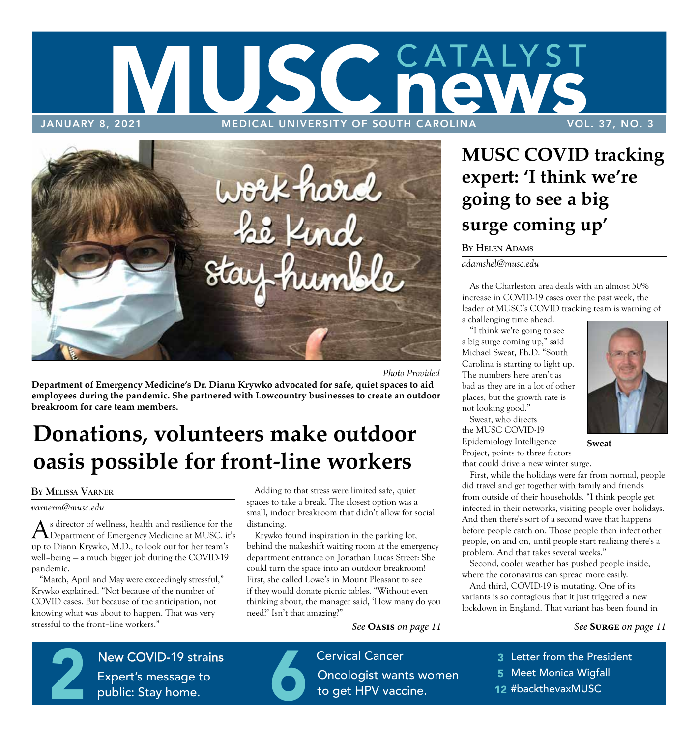# MUSC CATALYST news

JANUARY 8, 2021 MEDICAL UNIVERSITY OF SOUTH CAROLINA VOL. 37, NO. 3

*Photo Provided*

**Department of Emergency Medicine's Dr. Diann Krywko advocated for safe, quiet spaces to aid employees during the pandemic. She partnered with Lowcountry businesses to create an outdoor breakroom for care team members.**

## Donations, volunteers make outdoor oasis possible for front-line workers

**By Melissa Varner**

*varnerm@musc.edu*

As director of wellness, health and resilience for the Department of Emergency Medicine at MUSC, it's up to Diann Krywko, M.D., to look out for her team's well–being — a much bigger job during the COVID-19 pandemic.

"March, April and May were exceedingly stressful," Krywko explained. "Not because of the number of COVID cases. But because of the anticipation, not knowing what was about to happen. That was very stressful to the front–line workers."

Adding to that stress were limited safe, quiet spaces to take a break. The closest option was a small, indoor breakroom that didn't allow for social distancing.

Krywko found inspiration in the parking lot, behind the makeshift waiting room at the emergency department entrance on Jonathan Lucas Street: She could turn the space into an outdoor breakroom! First, she called Lowe's in Mount Pleasant to see if they would donate picnic tables. "Without even thinking about, the manager said, 'How many do you need?' Isn't that amazing?"

*See* **Oasis** *on page 11*

## MUSC COVID tracking expert: 'I think we're going to see a big surge coming up'

**By Helen Adams**

*adamshel@musc.edu*

As the Charleston area deals with an almost 50% increase in COVID-19 cases over the past week, the leader of MUSC's COVID tracking team is warning of a challenging time ahead.

"I think we're going to see a big surge coming up," said Michael Sweat, Ph.D. "South Carolina is starting to light up. The numbers here aren't as bad as they are in a lot of other places, but the growth rate is not looking good."

**Sweat**

Sweat, who directs the MUSC COVID-19 Epidemiology Intelligence Project, points to three factors that could drive a new winter surge.

First, while the holidays were far from normal, people did travel and get together with family and friends from outside of their households. "I think people get infected in their networks, visiting people over holidays. And then there's sort of a second wave that happens before people catch on. Those people then infect other people, on and on, until people start realizing there's a problem. And that takes several weeks."

Second, cooler weather has pushed people inside, where the coronavirus can spread more easily.

And third, COVID-19 is mutating. One of its variants is so contagious that it just triggered a new lockdown in England. That variant has been found in

*See* **Surge** *on page 11*

---

**2** New COVID-19 strains — Expert's message to public: Stay home.

**6** Cervical Cancer — Oncologist wants women to get HPV vaccine.

- **3** Letter from the President
- **5** Meet Monica Wigfall
- **12** #backthevaxMUSC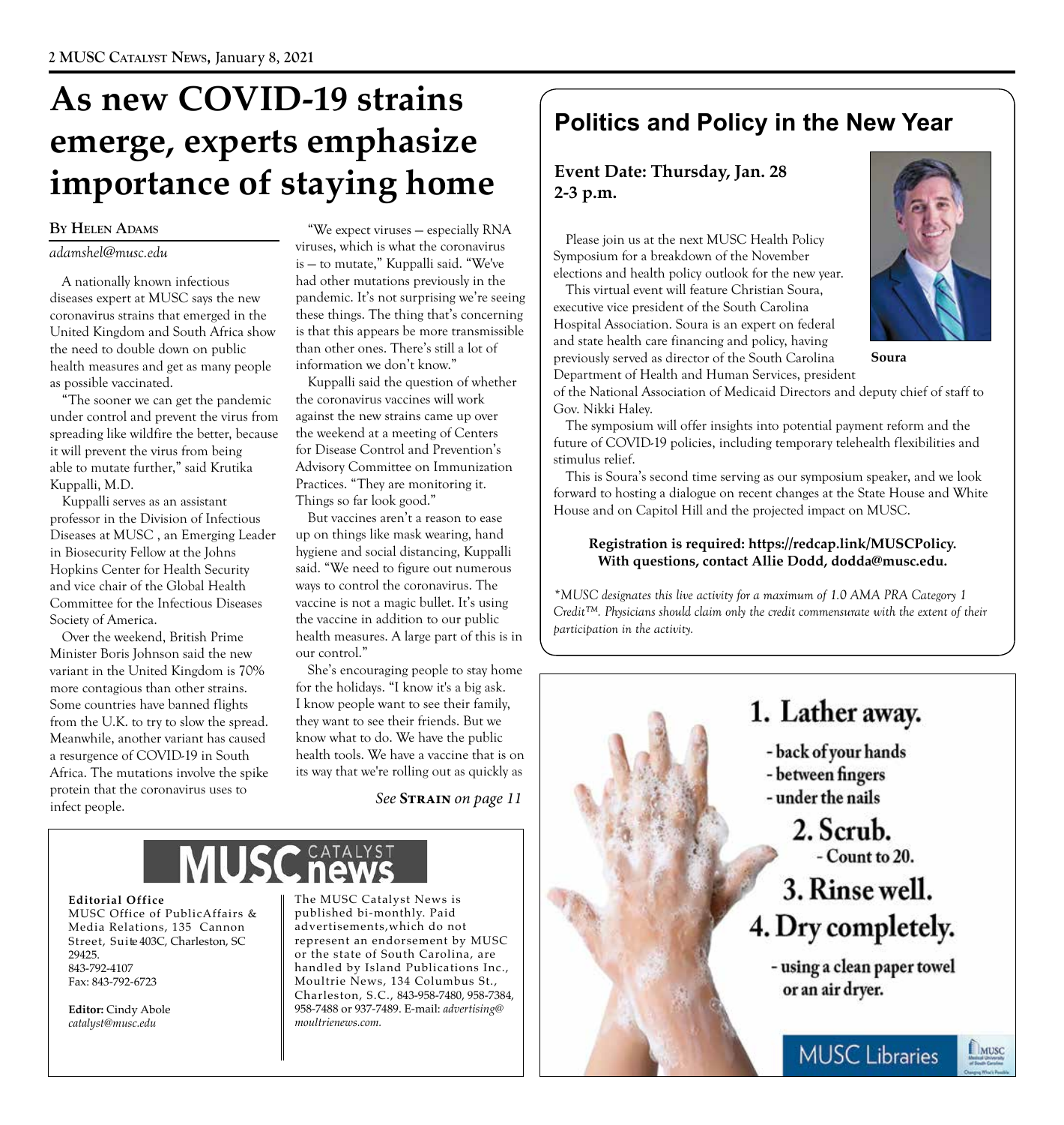# As new COVID-19 strains emerge, experts emphasize importance of staying home

**By Helen Adams**

*adamshel@musc.edu*

A nationally known infectious diseases expert at MUSC says the new coronavirus strains that emerged in the United Kingdom and South Africa show the need to double down on public health measures and get as many people as possible vaccinated.

"The sooner we can get the pandemic under control and prevent the virus from spreading like wildfire the better, because it will prevent the virus from being able to mutate further," said Krutika Kuppalli, M.D.

Kuppalli serves as an assistant professor in the Division of Infectious Diseases at MUSC , an Emerging Leader in Biosecurity Fellow at the Johns Hopkins Center for Health Security and vice chair of the Global Health Committee for the Infectious Diseases Society of America.

Over the weekend, British Prime Minister Boris Johnson said the new variant in the United Kingdom is 70% more contagious than other strains. Some countries have banned flights from the U.K. to try to slow the spread. Meanwhile, another variant has caused a resurgence of COVID-19 in South Africa. The mutations involve the spike protein that the coronavirus uses to infect people.

"We expect viruses — especially RNA viruses, which is what the coronavirus is — to mutate," Kuppalli said. "We've had other mutations previously in the pandemic. It's not surprising we're seeing these things. The thing that's concerning is that this appears be more transmissible than other ones. There's still a lot of information we don't know."

Kuppalli said the question of whether the coronavirus vaccines will work against the new strains came up over the weekend at a meeting of Centers for Disease Control and Prevention's Advisory Committee on Immunization Practices. "They are monitoring it. Things so far look good."

But vaccines aren't a reason to ease up on things like mask wearing, hand hygiene and social distancing, Kuppalli said. "We need to figure out numerous ways to control the coronavirus. The vaccine is not a magic bullet. It's using the vaccine in addition to our public health measures. A large part of this is in our control."

She's encouraging people to stay home for the holidays. "I know it's a big ask. I know people want to see their family, they want to see their friends. But we know what to do. We have the public health tools. We have a vaccine that is on its way that we're rolling out as quickly as

*See* **Strain** *on page 11*

---

MUSC CATALYST news

**Editorial Office**
MUSC Office of PublicAffairs & Media Relations, 135 Cannon Street, Suite 403C, Charleston, SC 29425.
843-792-4107
Fax: 843-792-6723

**Editor:** Cindy Abole
*catalyst@musc.edu*

The MUSC Catalyst News is published bi-monthly. Paid advertisements,which do not represent an endorsement by MUSC or the state of South Carolina, are handled by Island Publications Inc., Moultrie News, 134 Columbus St., Charleston, S.C., 843-958-7480, 958-7384, 958-7488 or 937-7489. E-mail: *advertising@moultrienews.com.*

---

## Politics and Policy in the New Year

**Event Date: Thursday, Jan. 28**
**2-3 p.m.**

Please join us at the next MUSC Health Policy Symposium for a breakdown of the November elections and health policy outlook for the new year.

This virtual event will feature Christian Soura, executive vice president of the South Carolina Hospital Association. Soura is an expert on federal and state health care financing and policy, having previously served as director of the South Carolina Department of Health and Human Services, president of the National Association of Medicaid Directors and deputy chief of staff to Gov. Nikki Haley.

**Soura**

The symposium will offer insights into potential payment reform and the future of COVID-19 policies, including temporary telehealth flexibilities and stimulus relief.

This is Soura's second time serving as our symposium speaker, and we look forward to hosting a dialogue on recent changes at the State House and White House and on Capitol Hill and the projected impact on MUSC.

**Registration is required: https://redcap.link/MUSCPolicy.**
**With questions, contact Allie Dodd, dodda@musc.edu.**

*\*MUSC designates this live activity for a maximum of 1.0 AMA PRA Category 1 Credit™. Physicians should claim only the credit commensurate with the extent of their participation in the activity.*

---

1. Lather away.
   - back of your hands
   - between fingers
   - under the nails
2. Scrub.
   - Count to 20.
3. Rinse well.
4. Dry completely.
   - using a clean paper towel or an air dryer.

MUSC Libraries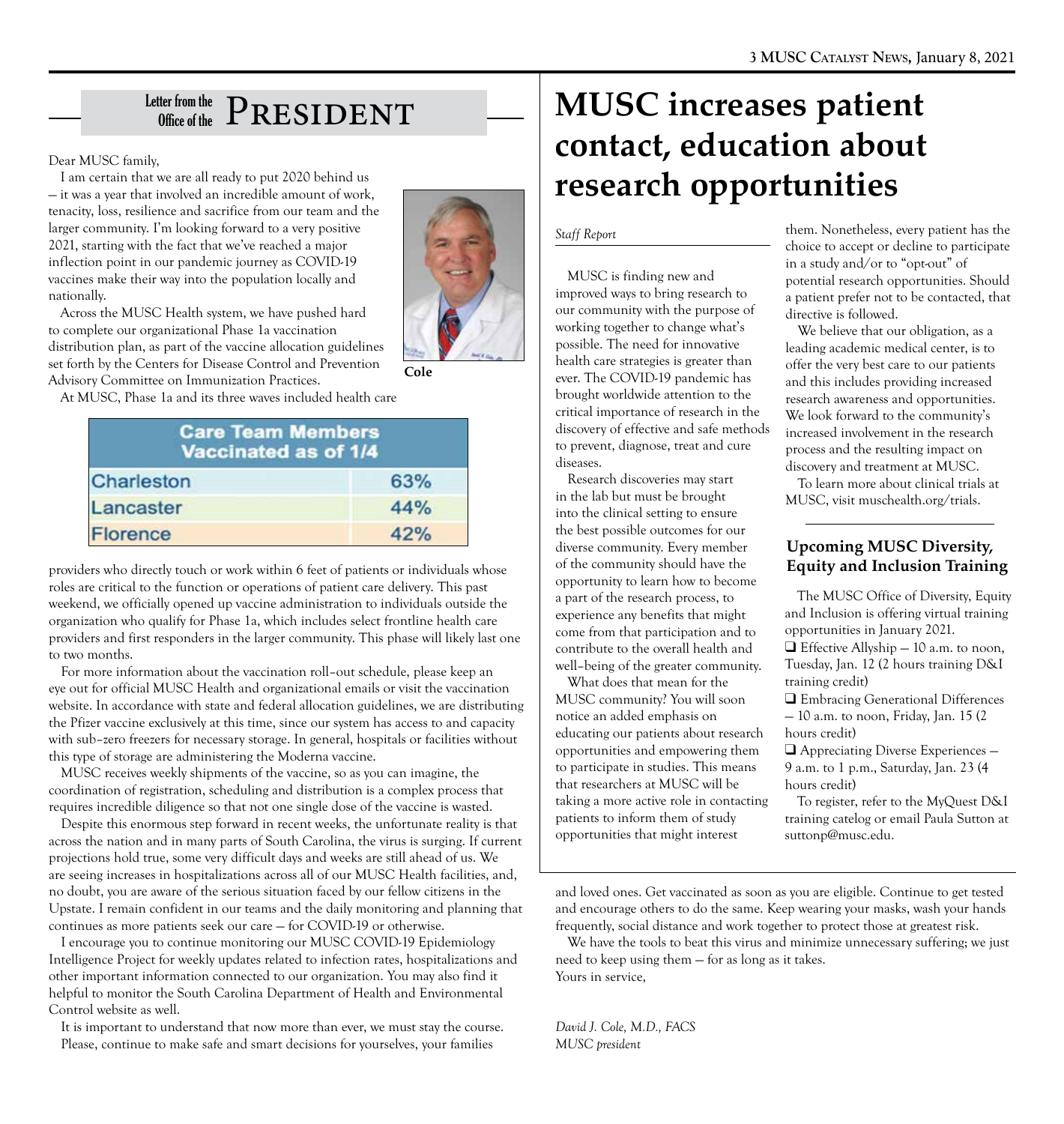## Letter from the Office of the PRESIDENT

Dear MUSC family,

I am certain that we are all ready to put 2020 behind us — it was a year that involved an incredible amount of work, tenacity, loss, resilience and sacrifice from our team and the larger community. I'm looking forward to a very positive 2021, starting with the fact that we've reached a major inflection point in our pandemic journey as COVID-19 vaccines make their way into the population locally and nationally.

Cole

Across the MUSC Health system, we have pushed hard to complete our organizational Phase 1a vaccination distribution plan, as part of the vaccine allocation guidelines set forth by the Centers for Disease Control and Prevention Advisory Committee on Immunization Practices.

At MUSC, Phase 1a and its three waves included health care providers who directly touch or work within 6 feet of patients or individuals whose roles are critical to the function or operations of patient care delivery. This past weekend, we officially opened up vaccine administration to individuals outside the organization who qualify for Phase 1a, which includes select frontline health care providers and first responders in the larger community. This phase will likely last one to two months.

| Care Team Members Vaccinated as of 1/4 | |
|---|---|
| Charleston | 63% |
| Lancaster | 44% |
| Florence | 42% |

For more information about the vaccination roll–out schedule, please keep an eye out for official MUSC Health and organizational emails or visit the vaccination website. In accordance with state and federal allocation guidelines, we are distributing the Pfizer vaccine exclusively at this time, since our system has access to and capacity with sub–zero freezers for necessary storage. In general, hospitals or facilities without this type of storage are administering the Moderna vaccine.

MUSC receives weekly shipments of the vaccine, so as you can imagine, the coordination of registration, scheduling and distribution is a complex process that requires incredible diligence so that not one single dose of the vaccine is wasted.

Despite this enormous step forward in recent weeks, the unfortunate reality is that across the nation and in many parts of South Carolina, the virus is surging. If current projections hold true, some very difficult days and weeks are still ahead of us. We are seeing increases in hospitalizations across all of our MUSC Health facilities, and, no doubt, you are aware of the serious situation faced by our fellow citizens in the Upstate. I remain confident in our teams and the daily monitoring and planning that continues as more patients seek our care — for COVID-19 or otherwise.

I encourage you to continue monitoring our MUSC COVID-19 Epidemiology Intelligence Project for weekly updates related to infection rates, hospitalizations and other important information connected to our organization. You may also find it helpful to monitor the South Carolina Department of Health and Environmental Control website as well.

It is important to understand that now more than ever, we must stay the course. Please, continue to make safe and smart decisions for yourselves, your families and loved ones. Get vaccinated as soon as you are eligible. Continue to get tested and encourage others to do the same. Keep wearing your masks, wash your hands frequently, social distance and work together to protect those at greatest risk.

We have the tools to beat this virus and minimize unnecessary suffering; we just need to keep using them — for as long as it takes.

Yours in service,

*David J. Cole, M.D., FACS*
*MUSC president*

# MUSC increases patient contact, education about research opportunities

*Staff Report*

MUSC is finding new and improved ways to bring research to our community with the purpose of working together to change what's possible. The need for innovative health care strategies is greater than ever. The COVID-19 pandemic has brought worldwide attention to the critical importance of research in the discovery of effective and safe methods to prevent, diagnose, treat and cure diseases.

Research discoveries may start in the lab but must be brought into the clinical setting to ensure the best possible outcomes for our diverse community. Every member of the community should have the opportunity to learn how to become a part of the research process, to experience any benefits that might come from that participation and to contribute to the overall health and well–being of the greater community.

What does that mean for the MUSC community? You will soon notice an added emphasis on educating our patients about research opportunities and empowering them to participate in studies. This means that researchers at MUSC will be taking a more active role in contacting patients to inform them of study opportunities that might interest them. Nonetheless, every patient has the choice to accept or decline to participate in a study and/or to "opt-out" of potential research opportunities. Should a patient prefer not to be contacted, that directive is followed.

We believe that our obligation, as a leading academic medical center, is to offer the very best care to our patients and this includes providing increased research awareness and opportunities. We look forward to the community's increased involvement in the research process and the resulting impact on discovery and treatment at MUSC.

To learn more about clinical trials at MUSC, visit muschealth.org/trials.

## Upcoming MUSC Diversity, Equity and Inclusion Training

The MUSC Office of Diversity, Equity and Inclusion is offering virtual training opportunities in January 2021.

❑ Effective Allyship — 10 a.m. to noon, Tuesday, Jan. 12 (2 hours training D&I training credit)

❑ Embracing Generational Differences — 10 a.m. to noon, Friday, Jan. 15 (2 hours credit)

❑ Appreciating Diverse Experiences — 9 a.m. to 1 p.m., Saturday, Jan. 23 (4 hours credit)

To register, refer to the MyQuest D&I training catelog or email Paula Sutton at suttonp@musc.edu.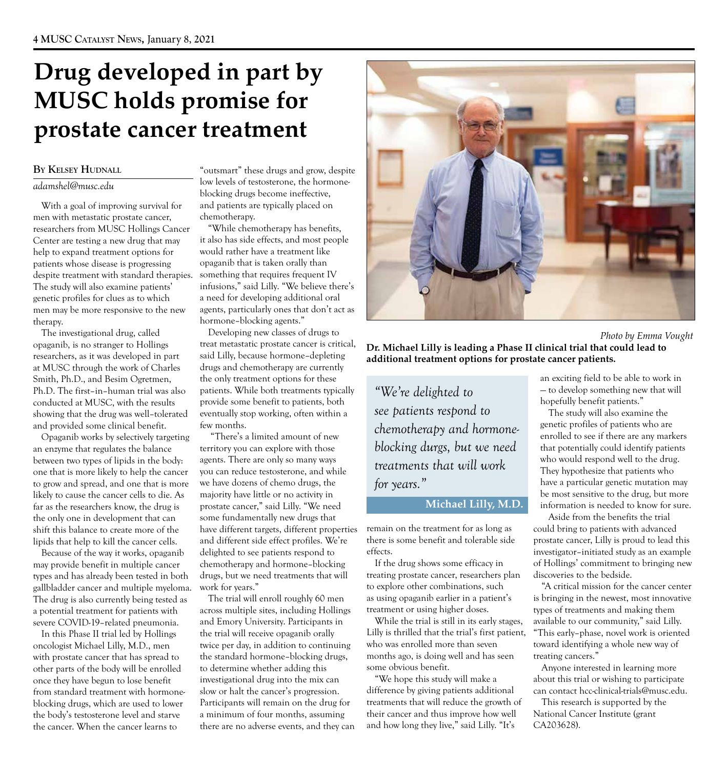# Drug developed in part by MUSC holds promise for prostate cancer treatment

**By Kelsey Hudnall**

*adamshel@musc.edu*

With a goal of improving survival for men with metastatic prostate cancer, researchers from MUSC Hollings Cancer Center are testing a new drug that may help to expand treatment options for patients whose disease is progressing despite treatment with standard therapies. The study will also examine patients' genetic profiles for clues as to which men may be more responsive to the new therapy.

The investigational drug, called opaganib, is no stranger to Hollings researchers, as it was developed in part at MUSC through the work of Charles Smith, Ph.D., and Besim Ogretmen, Ph.D. The first–in–human trial was also conducted at MUSC, with the results showing that the drug was well–tolerated and provided some clinical benefit.

Opaganib works by selectively targeting an enzyme that regulates the balance between two types of lipids in the body: one that is more likely to help the cancer to grow and spread, and one that is more likely to cause the cancer cells to die. As far as the researchers know, the drug is the only one in development that can shift this balance to create more of the lipids that help to kill the cancer cells.

Because of the way it works, opaganib may provide benefit in multiple cancer types and has already been tested in both gallbladder cancer and multiple myeloma. The drug is also currently being tested as a potential treatment for patients with severe COVID-19–related pneumonia.

In this Phase II trial led by Hollings oncologist Michael Lilly, M.D., men with prostate cancer that has spread to other parts of the body will be enrolled once they have begun to lose benefit from standard treatment with hormone-blocking drugs, which are used to lower the body's testosterone level and starve the cancer. When the cancer learns to "outsmart" these drugs and grow, despite low levels of testosterone, the hormone-blocking drugs become ineffective, and patients are typically placed on chemotherapy.

"While chemotherapy has benefits, it also has side effects, and most people would rather have a treatment like opaganib that is taken orally than something that requires frequent IV infusions," said Lilly. "We believe there's a need for developing additional oral agents, particularly ones that don't act as hormone–blocking agents."

Developing new classes of drugs to treat metastatic prostate cancer is critical, said Lilly, because hormone–depleting drugs and chemotherapy are currently the only treatment options for these patients. While both treatments typically provide some benefit to patients, both eventually stop working, often within a few months.

"There's a limited amount of new territory you can explore with those agents. There are only so many ways you can reduce testosterone, and while we have dozens of chemo drugs, the majority have little or no activity in prostate cancer," said Lilly. "We need some fundamentally new drugs that have different targets, different properties and different side effect profiles. We're delighted to see patients respond to chemotherapy and hormone–blocking drugs, but we need treatments that will work for years."

The trial will enroll roughly 60 men across multiple sites, including Hollings and Emory University. Participants in the trial will receive opaganib orally twice per day, in addition to continuing the standard hormone–blocking drugs, to determine whether adding this investigational drug into the mix can slow or halt the cancer's progression. Participants will remain on the drug for a minimum of four months, assuming there are no adverse events, and they can remain on the treatment for as long as there is some benefit and tolerable side effects.

Photo by Emma Vought

**Dr. Michael Lilly is leading a Phase II clinical trial that could lead to additional treatment options for prostate cancer patients.**

> *"We're delighted to see patients respond to chemotherapy and hormone-blocking durgs, but we need treatments that will work for years."*
>
> **Michael Lilly, M.D.**

If the drug shows some efficacy in treating prostate cancer, researchers plan to explore other combinations, such as using opaganib earlier in a patient's treatment or using higher doses.

While the trial is still in its early stages, Lilly is thrilled that the trial's first patient, who was enrolled more than seven months ago, is doing well and has seen some obvious benefit.

"We hope this study will make a difference by giving patients additional treatments that will reduce the growth of their cancer and thus improve how well and how long they live," said Lilly. "It's an exciting field to be able to work in — to develop something new that will hopefully benefit patients."

The study will also examine the genetic profiles of patients who are enrolled to see if there are any markers that potentially could identify patients who would respond well to the drug. They hypothesize that patients who have a particular genetic mutation may be most sensitive to the drug, but more information is needed to know for sure.

Aside from the benefits the trial could bring to patients with advanced prostate cancer, Lilly is proud to lead this investigator–initiated study as an example of Hollings' commitment to bringing new discoveries to the bedside.

"A critical mission for the cancer center is bringing in the newest, most innovative types of treatments and making them available to our community," said Lilly. "This early–phase, novel work is oriented toward identifying a whole new way of treating cancers."

Anyone interested in learning more about this trial or wishing to participate can contact hcc-clinical-trials@musc.edu.

This research is supported by the National Cancer Institute (grant CA203628).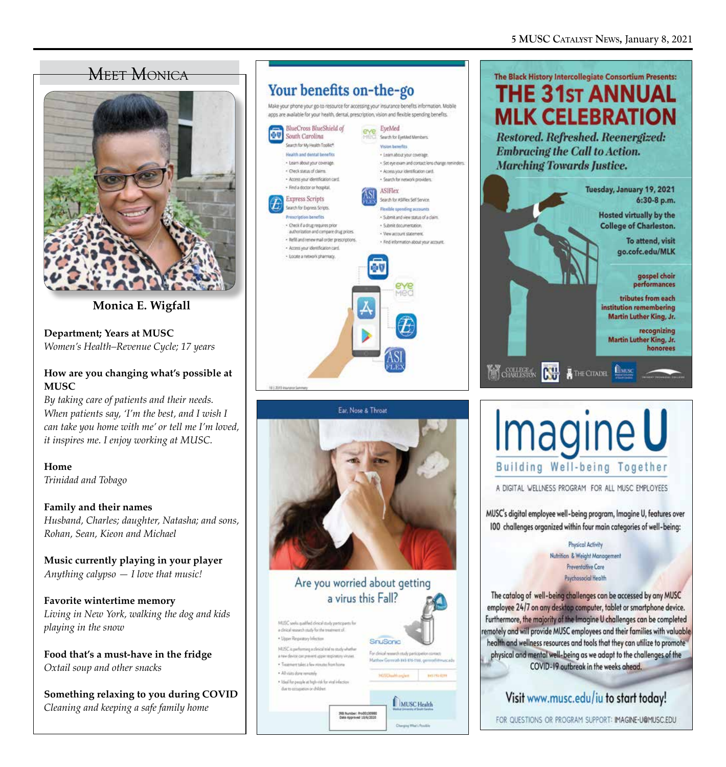# Meet Monica

**Monica E. Wigfall**

**Department; Years at MUSC**
*Women's Health–Revenue Cycle; 17 years*

**How are you changing what's possible at MUSC**
*By taking care of patients and their needs. When patients say, 'I'm the best, and I wish I can take you home with me' or tell me I'm loved, it inspires me. I enjoy working at MUSC.*

**Home**
*Trinidad and Tobago*

**Family and their names**
*Husband, Charles; daughter, Natasha; and sons, Rohan, Sean, Kieon and Michael*

**Music currently playing in your player**
*Anything calypso — I love that music!*

**Favorite wintertime memory**
*Living in New York, walking the dog and kids playing in the snow*

**Food that's a must-have in the fridge**
*Oxtail soup and other snacks*

**Something relaxing to you during COVID**
*Cleaning and keeping a safe family home*

## Your benefits on-the-go

Make your phone your go to resource for accessing your insurance benefits information. Mobile apps are available for your health, dental, prescription, vision and flexible spending benefits.

**BlueCross BlueShield of South Carolina**
Search for My Health Toolkit®

Health and dental benefits
- Learn about your coverage.
- Check status of claims.
- Access your identification card.
- Find a doctor or hospital.

**Express Scripts**
Search for Express Scripts.

Prescription benefits
- Check if a drug requires prior authorization and compare drug prices.
- Refill and renew mail order prescriptions.
- Access your identification card.
- Locate a network pharmacy.

**EyeMed**
Search for EyeMed Members.

Vision benefits
- Learn about your coverage.
- Set eye exam and contact lens change reminders.
- Access your identification card.
- Search for network providers.

**ASIFlex**
Search for ASIFlex Self Service.

Flexible spending accounts
- Submit and view status of a claim.
- Submit documentation.
- View account statement.
- Find information about your account.

## The Black History Intercollegiate Consortium Presents:

# THE 31st ANNUAL MLK CELEBRATION

*Restored. Refreshed. Reenergized: Embracing the Call to Action. Marching Towards Justice.*

Tuesday, January 19, 2021
6:30-8 p.m.

Hosted virtually by the College of Charleston.

To attend, visit go.cofc.edu/MLK

gospel choir performances

tributes from each institution remembering Martin Luther King, Jr.

recognizing Martin Luther King, Jr. honorees

College of Charleston · CSU · The Citadel · MUSC · Trident Technical College

## Ear, Nose & Throat

### Are you worried about getting a virus this Fall?

MUSC seeks qualified clinical study participants for a clinical research study for the treatment of:
- Upper Respiratory Infection

MUSC is performing a clinical trial to study whether a new device can prevent upper respiratory viruses.
- Treatment takes a few minutes from home
- All visits done remotely
- Ideal for people at high-risk for viral infection due to occupation or children

SinuSonic

For clinical research study participation contact: Matthew Gerreath 843-876-1166, gerreath@musc.edu

IRB Number: Pro00100980
Date Approved 10/6/2020

MUSC Health

## Imagine U
### Building Well-being Together

A DIGITAL WELLNESS PROGRAM FOR ALL MUSC EMPLOYEES

MUSC's digital employee well-being program, Imagine U, features over 100 challenges organized within four main categories of well-being:

Physical Activity
Nutrition & Weight Management
Preventative Care
Psychosocial Health

The catalog of well-being challenges can be accessed by any MUSC employee 24/7 on any desktop computer, tablet or smartphone device. Furthermore, the majority of the Imagine U challenges can be completed remotely and will provide MUSC employees and their families with valuable health and wellness resources and tools that they can utilize to promote physical and mental well-being as we adapt to the challenges of the COVID-19 outbreak in the weeks ahead.

Visit www.musc.edu/iu to start today!

FOR QUESTIONS OR PROGRAM SUPPORT: IMAGINE-U@MUSC.EDU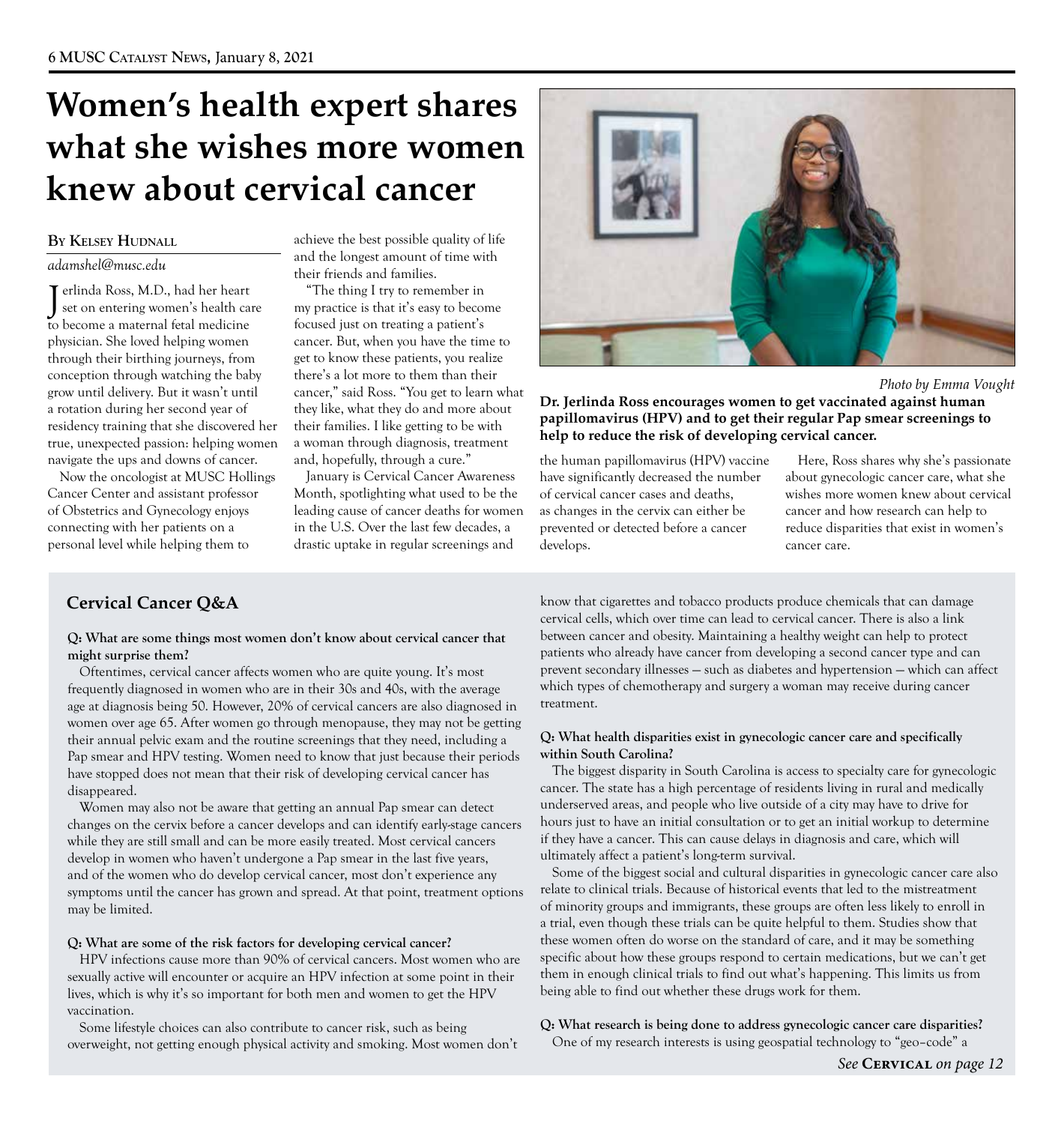# Women's health expert shares what she wishes more women knew about cervical cancer

By Kelsey Hudnall

*adamshel@musc.edu*

Jerlinda Ross, M.D., had her heart set on entering women's health care to become a maternal fetal medicine physician. She loved helping women through their birthing journeys, from conception through watching the baby grow until delivery. But it wasn't until a rotation during her second year of residency training that she discovered her true, unexpected passion: helping women navigate the ups and downs of cancer.

Now the oncologist at MUSC Hollings Cancer Center and assistant professor of Obstetrics and Gynecology enjoys connecting with her patients on a personal level while helping them to achieve the best possible quality of life and the longest amount of time with their friends and families.

"The thing I try to remember in my practice is that it's easy to become focused just on treating a patient's cancer. But, when you have the time to get to know these patients, you realize there's a lot more to them than their cancer," said Ross. "You get to learn what they like, what they do and more about their families. I like getting to be with a woman through diagnosis, treatment and, hopefully, through a cure."

January is Cervical Cancer Awareness Month, spotlighting what used to be the leading cause of cancer deaths for women in the U.S. Over the last few decades, a drastic uptake in regular screenings and the human papillomavirus (HPV) vaccine have significantly decreased the number of cervical cancer cases and deaths, as changes in the cervix can either be prevented or detected before a cancer develops.

Here, Ross shares why she's passionate about gynecologic cancer care, what she wishes more women knew about cervical cancer and how research can help to reduce disparities that exist in women's cancer care.

*Photo by Emma Vought*

**Dr. Jerlinda Ross encourages women to get vaccinated against human papillomavirus (HPV) and to get their regular Pap smear screenings to help to reduce the risk of developing cervical cancer.**

## Cervical Cancer Q&A

**Q: What are some things most women don't know about cervical cancer that might surprise them?**

Oftentimes, cervical cancer affects women who are quite young. It's most frequently diagnosed in women who are in their 30s and 40s, with the average age at diagnosis being 50. However, 20% of cervical cancers are also diagnosed in women over age 65. After women go through menopause, they may not be getting their annual pelvic exam and the routine screenings that they need, including a Pap smear and HPV testing. Women need to know that just because their periods have stopped does not mean that their risk of developing cervical cancer has disappeared.

Women may also not be aware that getting an annual Pap smear can detect changes on the cervix before a cancer develops and can identify early-stage cancers while they are still small and can be more easily treated. Most cervical cancers develop in women who haven't undergone a Pap smear in the last five years, and of the women who do develop cervical cancer, most don't experience any symptoms until the cancer has grown and spread. At that point, treatment options may be limited.

**Q: What are some of the risk factors for developing cervical cancer?**

HPV infections cause more than 90% of cervical cancers. Most women who are sexually active will encounter or acquire an HPV infection at some point in their lives, which is why it's so important for both men and women to get the HPV vaccination.

Some lifestyle choices can also contribute to cancer risk, such as being overweight, not getting enough physical activity and smoking. Most women don't know that cigarettes and tobacco products produce chemicals that can damage cervical cells, which over time can lead to cervical cancer. There is also a link between cancer and obesity. Maintaining a healthy weight can help to protect patients who already have cancer from developing a second cancer type and can prevent secondary illnesses — such as diabetes and hypertension — which can affect which types of chemotherapy and surgery a woman may receive during cancer treatment.

**Q: What health disparities exist in gynecologic cancer care and specifically within South Carolina?**

The biggest disparity in South Carolina is access to specialty care for gynecologic cancer. The state has a high percentage of residents living in rural and medically underserved areas, and people who live outside of a city may have to drive for hours just to have an initial consultation or to get an initial workup to determine if they have a cancer. This can cause delays in diagnosis and care, which will ultimately affect a patient's long-term survival.

Some of the biggest social and cultural disparities in gynecologic cancer care also relate to clinical trials. Because of historical events that led to the mistreatment of minority groups and immigrants, these groups are often less likely to enroll in a trial, even though these trials can be quite helpful to them. Studies show that these women often do worse on the standard of care, and it may be something specific about how these groups respond to certain medications, but we can't get them in enough clinical trials to find out what's happening. This limits us from being able to find out whether these drugs work for them.

**Q: What research is being done to address gynecologic cancer care disparities?**

One of my research interests is using geospatial technology to "geo–code" a

*See* **Cervical** *on page 12*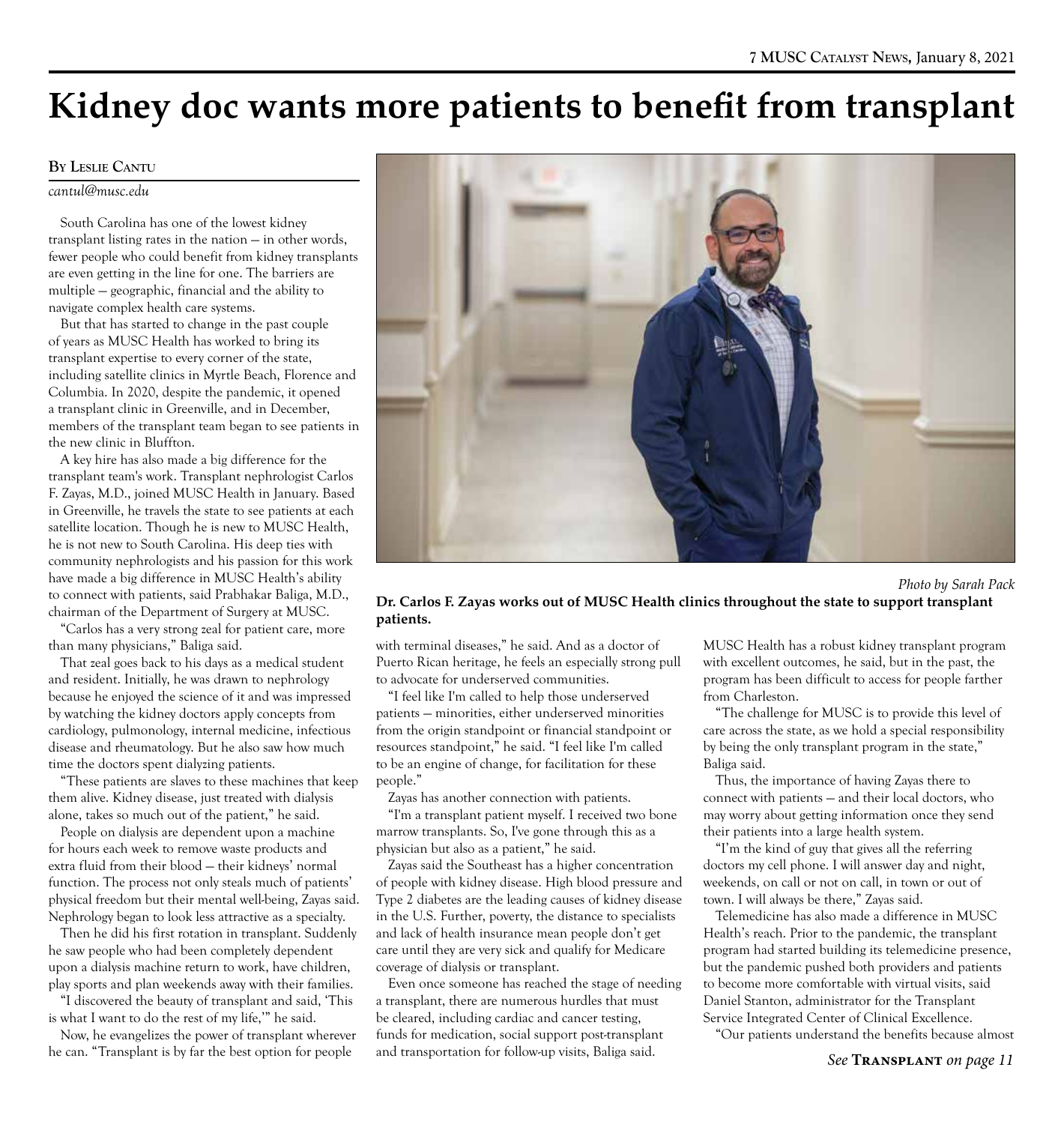# Kidney doc wants more patients to benefit from transplant

**By Leslie Cantu**

*cantul@musc.edu*

South Carolina has one of the lowest kidney transplant listing rates in the nation — in other words, fewer people who could benefit from kidney transplants are even getting in the line for one. The barriers are multiple — geographic, financial and the ability to navigate complex health care systems.

But that has started to change in the past couple of years as MUSC Health has worked to bring its transplant expertise to every corner of the state, including satellite clinics in Myrtle Beach, Florence and Columbia. In 2020, despite the pandemic, it opened a transplant clinic in Greenville, and in December, members of the transplant team began to see patients in the new clinic in Bluffton.

A key hire has also made a big difference for the transplant team's work. Transplant nephrologist Carlos F. Zayas, M.D., joined MUSC Health in January. Based in Greenville, he travels the state to see patients at each satellite location. Though he is new to MUSC Health, he is not new to South Carolina. His deep ties with community nephrologists and his passion for this work have made a big difference in MUSC Health's ability to connect with patients, said Prabhakar Baliga, M.D., chairman of the Department of Surgery at MUSC.

"Carlos has a very strong zeal for patient care, more than many physicians," Baliga said.

That zeal goes back to his days as a medical student and resident. Initially, he was drawn to nephrology because he enjoyed the science of it and was impressed by watching the kidney doctors apply concepts from cardiology, pulmonology, internal medicine, infectious disease and rheumatology. But he also saw how much time the doctors spent dialyzing patients.

"These patients are slaves to these machines that keep them alive. Kidney disease, just treated with dialysis alone, takes so much out of the patient," he said.

People on dialysis are dependent upon a machine for hours each week to remove waste products and extra fluid from their blood — their kidneys' normal function. The process not only steals much of patients' physical freedom but their mental well-being, Zayas said. Nephrology began to look less attractive as a specialty.

Then he did his first rotation in transplant. Suddenly he saw people who had been completely dependent upon a dialysis machine return to work, have children, play sports and plan weekends away with their families.

"I discovered the beauty of transplant and said, 'This is what I want to do the rest of my life,'" he said.

Now, he evangelizes the power of transplant wherever he can. "Transplant is by far the best option for people with terminal diseases," he said. And as a doctor of Puerto Rican heritage, he feels an especially strong pull to advocate for underserved communities.

Photo by Sarah Pack

**Dr. Carlos F. Zayas works out of MUSC Health clinics throughout the state to support transplant patients.**

"I feel like I'm called to help those underserved patients — minorities, either underserved minorities from the origin standpoint or financial standpoint or resources standpoint," he said. "I feel like I'm called to be an engine of change, for facilitation for these people."

Zayas has another connection with patients.

"I'm a transplant patient myself. I received two bone marrow transplants. So, I've gone through this as a physician but also as a patient," he said.

Zayas said the Southeast has a higher concentration of people with kidney disease. High blood pressure and Type 2 diabetes are the leading causes of kidney disease in the U.S. Further, poverty, the distance to specialists and lack of health insurance mean people don't get care until they are very sick and qualify for Medicare coverage of dialysis or transplant.

Even once someone has reached the stage of needing a transplant, there are numerous hurdles that must be cleared, including cardiac and cancer testing, funds for medication, social support post-transplant and transportation for follow-up visits, Baliga said.

MUSC Health has a robust kidney transplant program with excellent outcomes, he said, but in the past, the program has been difficult to access for people farther from Charleston.

"The challenge for MUSC is to provide this level of care across the state, as we hold a special responsibility by being the only transplant program in the state," Baliga said.

Thus, the importance of having Zayas there to connect with patients — and their local doctors, who may worry about getting information once they send their patients into a large health system.

"I'm the kind of guy that gives all the referring doctors my cell phone. I will answer day and night, weekends, on call or not on call, in town or out of town. I will always be there," Zayas said.

Telemedicine has also made a difference in MUSC Health's reach. Prior to the pandemic, the transplant program had started building its telemedicine presence, but the pandemic pushed both providers and patients to become more comfortable with virtual visits, said Daniel Stanton, administrator for the Transplant Service Integrated Center of Clinical Excellence.

"Our patients understand the benefits because almost

*See* **Transplant** *on page 11*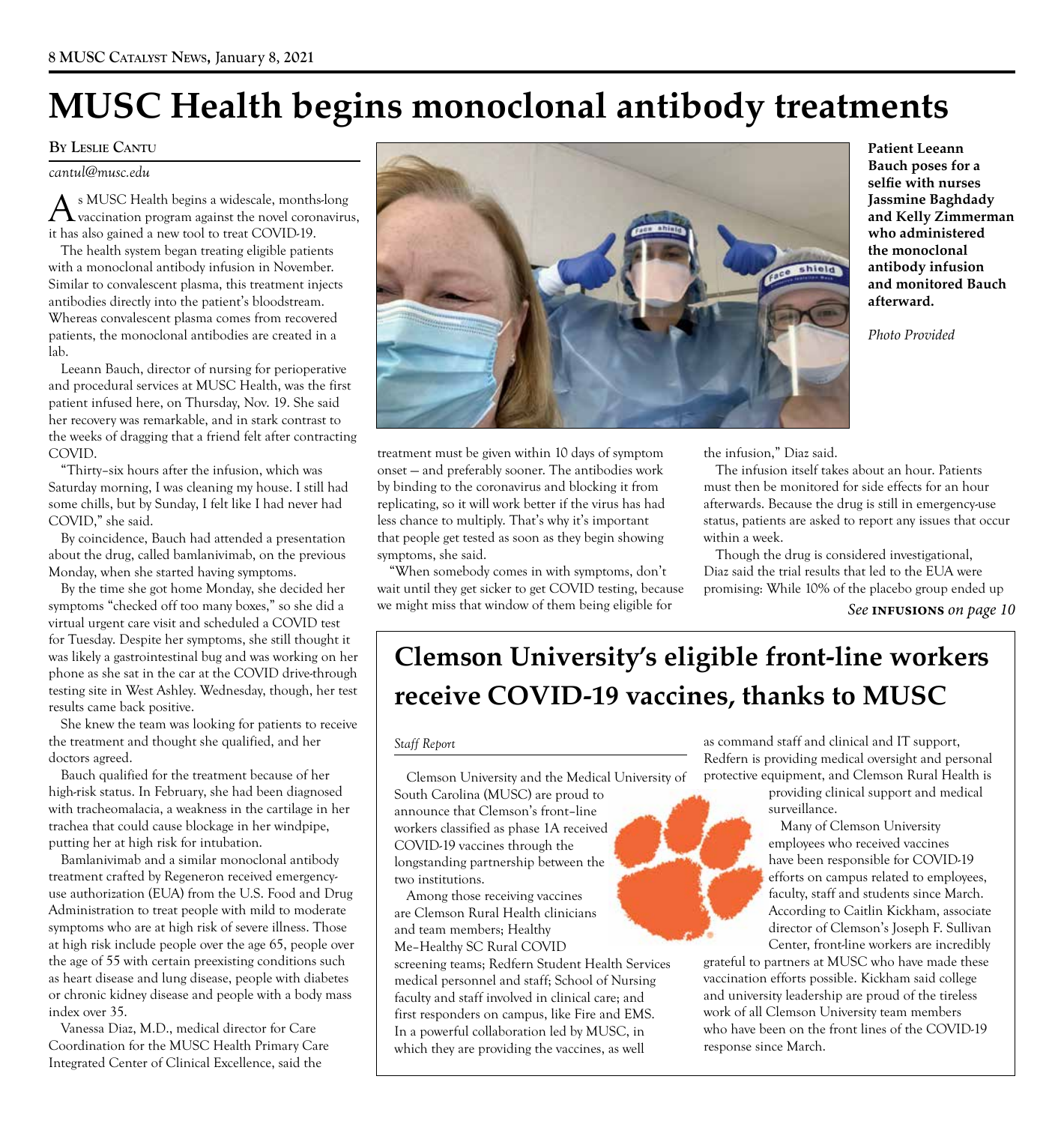# MUSC Health begins monoclonal antibody treatments

**By Leslie Cantu**

*cantul@musc.edu*

As MUSC Health begins a widescale, months-long vaccination program against the novel coronavirus, it has also gained a new tool to treat COVID-19.

The health system began treating eligible patients with a monoclonal antibody infusion in November. Similar to convalescent plasma, this treatment injects antibodies directly into the patient's bloodstream. Whereas convalescent plasma comes from recovered patients, the monoclonal antibodies are created in a lab.

Leeann Bauch, director of nursing for perioperative and procedural services at MUSC Health, was the first patient infused here, on Thursday, Nov. 19. She said her recovery was remarkable, and in stark contrast to the weeks of dragging that a friend felt after contracting COVID.

"Thirty–six hours after the infusion, which was Saturday morning, I was cleaning my house. I still had some chills, but by Sunday, I felt like I had never had COVID," she said.

By coincidence, Bauch had attended a presentation about the drug, called bamlanivimab, on the previous Monday, when she started having symptoms.

By the time she got home Monday, she decided her symptoms "checked off too many boxes," so she did a virtual urgent care visit and scheduled a COVID test for Tuesday. Despite her symptoms, she still thought it was likely a gastrointestinal bug and was working on her phone as she sat in the car at the COVID drive-through testing site in West Ashley. Wednesday, though, her test results came back positive.

She knew the team was looking for patients to receive the treatment and thought she qualified, and her doctors agreed.

Bauch qualified for the treatment because of her high-risk status. In February, she had been diagnosed with tracheomalacia, a weakness in the cartilage in her trachea that could cause blockage in her windpipe, putting her at high risk for intubation.

Bamlanivimab and a similar monoclonal antibody treatment crafted by Regeneron received emergency-use authorization (EUA) from the U.S. Food and Drug Administration to treat people with mild to moderate symptoms who are at high risk of severe illness. Those at high risk include people over the age 65, people over the age of 55 with certain preexisting conditions such as heart disease and lung disease, people with diabetes or chronic kidney disease and people with a body mass index over 35.

Vanessa Diaz, M.D., medical director for Care Coordination for the MUSC Health Primary Care Integrated Center of Clinical Excellence, said the treatment must be given within 10 days of symptom onset — and preferably sooner. The antibodies work by binding to the coronavirus and blocking it from replicating, so it will work better if the virus has had less chance to multiply. That's why it's important that people get tested as soon as they begin showing symptoms, she said.

"When somebody comes in with symptoms, don't wait until they get sicker to get COVID testing, because we might miss that window of them being eligible for the infusion," Diaz said.

The infusion itself takes about an hour. Patients must then be monitored for side effects for an hour afterwards. Because the drug is still in emergency-use status, patients are asked to report any issues that occur within a week.

Though the drug is considered investigational, Diaz said the trial results that led to the EUA were promising: While 10% of the placebo group ended up

*See* **INFUSIONS** *on page 10*

**Patient Leeann Bauch poses for a selfie with nurses Jassmine Baghdady and Kelly Zimmerman who administered the monoclonal antibody infusion and monitored Bauch afterward.**

*Photo Provided*

## Clemson University's eligible front-line workers receive COVID-19 vaccines, thanks to MUSC

*Staff Report*

Clemson University and the Medical University of South Carolina (MUSC) are proud to announce that Clemson's front–line workers classified as phase 1A received COVID-19 vaccines through the longstanding partnership between the two institutions.

Among those receiving vaccines are Clemson Rural Health clinicians and team members; Healthy Me–Healthy SC Rural COVID screening teams; Redfern Student Health Services medical personnel and staff; School of Nursing faculty and staff involved in clinical care; and first responders on campus, like Fire and EMS. In a powerful collaboration led by MUSC, in which they are providing the vaccines, as well as command staff and clinical and IT support, Redfern is providing medical oversight and personal protective equipment, and Clemson Rural Health is providing clinical support and medical surveillance.

Many of Clemson University employees who received vaccines have been responsible for COVID-19 efforts on campus related to employees, faculty, staff and students since March. According to Caitlin Kickham, associate director of Clemson's Joseph F. Sullivan Center, front-line workers are incredibly grateful to partners at MUSC who have made these vaccination efforts possible. Kickham said college and university leadership are proud of the tireless work of all Clemson University team members who have been on the front lines of the COVID-19 response since March.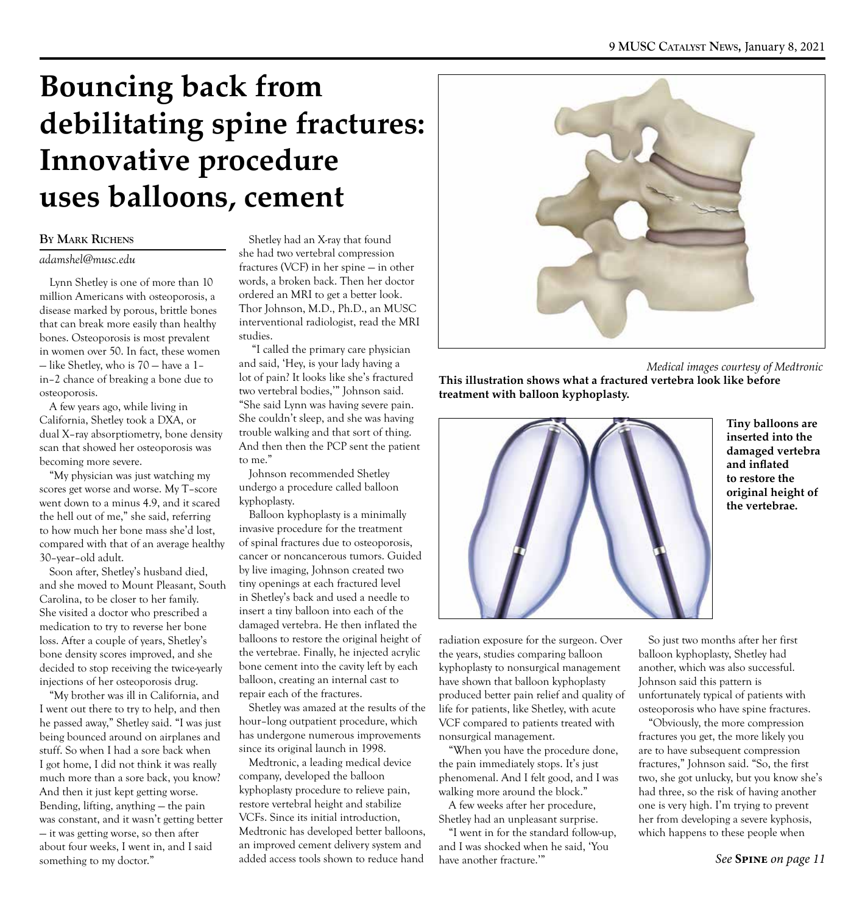# Bouncing back from debilitating spine fractures: Innovative procedure uses balloons, cement

**By Mark Richens**

*adamshel@musc.edu*

Lynn Shetley is one of more than 10 million Americans with osteoporosis, a disease marked by porous, brittle bones that can break more easily than healthy bones. Osteoporosis is most prevalent in women over 50. In fact, these women — like Shetley, who is 70 — have a 1–in–2 chance of breaking a bone due to osteoporosis.

A few years ago, while living in California, Shetley took a DXA, or dual X–ray absorptiometry, bone density scan that showed her osteoporosis was becoming more severe.

"My physician was just watching my scores get worse and worse. My T–score went down to a minus 4.9, and it scared the hell out of me," she said, referring to how much her bone mass she'd lost, compared with that of an average healthy 30–year–old adult.

Soon after, Shetley's husband died, and she moved to Mount Pleasant, South Carolina, to be closer to her family. She visited a doctor who prescribed a medication to try to reverse her bone loss. After a couple of years, Shetley's bone density scores improved, and she decided to stop receiving the twice-yearly injections of her osteoporosis drug.

"My brother was ill in California, and I went out there to try to help, and then he passed away," Shetley said. "I was just being bounced around on airplanes and stuff. So when I had a sore back when I got home, I did not think it was really much more than a sore back, you know? And then it just kept getting worse. Bending, lifting, anything — the pain was constant, and it wasn't getting better — it was getting worse, so then after about four weeks, I went in, and I said something to my doctor."

Shetley had an X-ray that found she had two vertebral compression fractures (VCF) in her spine — in other words, a broken back. Then her doctor ordered an MRI to get a better look. Thor Johnson, M.D., Ph.D., an MUSC interventional radiologist, read the MRI studies.

"I called the primary care physician and said, 'Hey, is your lady having a lot of pain? It looks like she's fractured two vertebral bodies,'" Johnson said. "She said Lynn was having severe pain. She couldn't sleep, and she was having trouble walking and that sort of thing. And then then the PCP sent the patient to me."

Johnson recommended Shetley undergo a procedure called balloon kyphoplasty.

Balloon kyphoplasty is a minimally invasive procedure for the treatment of spinal fractures due to osteoporosis, cancer or noncancerous tumors. Guided by live imaging, Johnson created two tiny openings at each fractured level in Shetley's back and used a needle to insert a tiny balloon into each of the damaged vertebra. He then inflated the balloons to restore the original height of the vertebrae. Finally, he injected acrylic bone cement into the cavity left by each balloon, creating an internal cast to repair each of the fractures.

Shetley was amazed at the results of the hour–long outpatient procedure, which has undergone numerous improvements since its original launch in 1998.

Medtronic, a leading medical device company, developed the balloon kyphoplasty procedure to relieve pain, restore vertebral height and stabilize VCFs. Since its initial introduction, Medtronic has developed better balloons, an improved cement delivery system and added access tools shown to reduce hand radiation exposure for the surgeon. Over the years, studies comparing balloon kyphoplasty to nonsurgical management have shown that balloon kyphoplasty produced better pain relief and quality of life for patients, like Shetley, with acute VCF compared to patients treated with nonsurgical management.

"When you have the procedure done, the pain immediately stops. It's just phenomenal. And I felt good, and I was walking more around the block."

A few weeks after her procedure, Shetley had an unpleasant surprise.

"I went in for the standard follow-up, and I was shocked when he said, 'You have another fracture.'"

So just two months after her first balloon kyphoplasty, Shetley had another, which was also successful. Johnson said this pattern is unfortunately typical of patients with osteoporosis who have spine fractures.

"Obviously, the more compression fractures you get, the more likely you are to have subsequent compression fractures," Johnson said. "So, the first two, she got unlucky, but you know she's had three, so the risk of having another one is very high. I'm trying to prevent her from developing a severe kyphosis, which happens to these people when

*See* **Spine** *on page 11*

*Medical images courtesy of Medtronic*

**This illustration shows what a fractured vertebra look like before treatment with balloon kyphoplasty.**

**Tiny balloons are inserted into the damaged vertebra and inflated to restore the original height of the vertebrae.**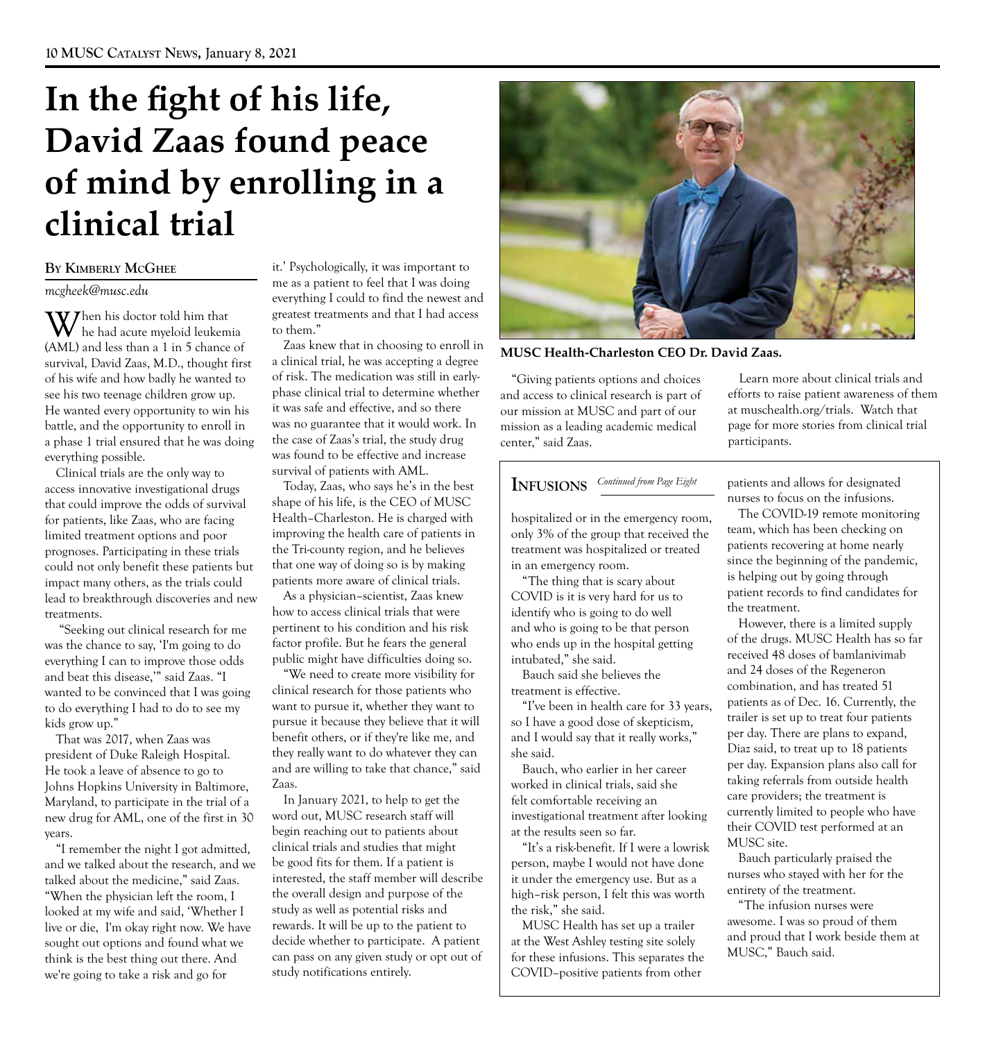# In the fight of his life, David Zaas found peace of mind by enrolling in a clinical trial

**By Kimberly McGhee**

*mcgheek@musc.edu*

When his doctor told him that he had acute myeloid leukemia (AML) and less than a 1 in 5 chance of survival, David Zaas, M.D., thought first of his wife and how badly he wanted to see his two teenage children grow up. He wanted every opportunity to win his battle, and the opportunity to enroll in a phase 1 trial ensured that he was doing everything possible.

Clinical trials are the only way to access innovative investigational drugs that could improve the odds of survival for patients, like Zaas, who are facing limited treatment options and poor prognoses. Participating in these trials could not only benefit these patients but impact many others, as the trials could lead to breakthrough discoveries and new treatments.

"Seeking out clinical research for me was the chance to say, 'I'm going to do everything I can to improve those odds and beat this disease,'" said Zaas. "I wanted to be convinced that I was going to do everything I had to do to see my kids grow up."

That was 2017, when Zaas was president of Duke Raleigh Hospital. He took a leave of absence to go to Johns Hopkins University in Baltimore, Maryland, to participate in the trial of a new drug for AML, one of the first in 30 years.

"I remember the night I got admitted, and we talked about the research, and we talked about the medicine," said Zaas. "When the physician left the room, I looked at my wife and said, 'Whether I live or die, I'm okay right now. We have sought out options and found what we think is the best thing out there. And we're going to take a risk and go for it.' Psychologically, it was important to me as a patient to feel that I was doing everything I could to find the newest and greatest treatments and that I had access to them."

Zaas knew that in choosing to enroll in a clinical trial, he was accepting a degree of risk. The medication was still in early-phase clinical trial to determine whether it was safe and effective, and so there was no guarantee that it would work. In the case of Zaas's trial, the study drug was found to be effective and increase survival of patients with AML.

Today, Zaas, who says he's in the best shape of his life, is the CEO of MUSC Health–Charleston. He is charged with improving the health care of patients in the Tri-county region, and he believes that one way of doing so is by making patients more aware of clinical trials.

As a physician–scientist, Zaas knew how to access clinical trials that were pertinent to his condition and his risk factor profile. But he fears the general public might have difficulties doing so.

"We need to create more visibility for clinical research for those patients who want to pursue it, whether they want to pursue it because they believe that it will benefit others, or if they're like me, and they really want to do whatever they can and are willing to take that chance," said Zaas.

In January 2021, to help to get the word out, MUSC research staff will begin reaching out to patients about clinical trials and studies that might be good fits for them. If a patient is interested, the staff member will describe the overall design and purpose of the study as well as potential risks and rewards. It will be up to the patient to decide whether to participate. A patient can pass on any given study or opt out of study notifications entirely.

**MUSC Health-Charleston CEO Dr. David Zaas.**

"Giving patients options and choices and access to clinical research is part of our mission at MUSC and part of our mission as a leading academic medical center," said Zaas.

Learn more about clinical trials and efforts to raise patient awareness of them at muschealth.org/trials. Watch that page for more stories from clinical trial participants.

## Infusions

*Continued from Page Eight*

hospitalized or in the emergency room, only 3% of the group that received the treatment was hospitalized or treated in an emergency room.

"The thing that is scary about COVID is it is very hard for us to identify who is going to do well and who is going to be that person who ends up in the hospital getting intubated," she said.

Bauch said she believes the treatment is effective.

"I've been in health care for 33 years, so I have a good dose of skepticism, and I would say that it really works," she said.

Bauch, who earlier in her career worked in clinical trials, said she felt comfortable receiving an investigational treatment after looking at the results seen so far.

"It's a risk-benefit. If I were a lowrisk person, maybe I would not have done it under the emergency use. But as a high–risk person, I felt this was worth the risk," she said.

MUSC Health has set up a trailer at the West Ashley testing site solely for these infusions. This separates the COVID–positive patients from other patients and allows for designated nurses to focus on the infusions.

The COVID-19 remote monitoring team, which has been checking on patients recovering at home nearly since the beginning of the pandemic, is helping out by going through patient records to find candidates for the treatment.

However, there is a limited supply of the drugs. MUSC Health has so far received 48 doses of bamlanivimab and 24 doses of the Regeneron combination, and has treated 51 patients as of Dec. 16. Currently, the trailer is set up to treat four patients per day. There are plans to expand, Diaz said, to treat up to 18 patients per day. Expansion plans also call for taking referrals from outside health care providers; the treatment is currently limited to people who have their COVID test performed at an MUSC site.

Bauch particularly praised the nurses who stayed with her for the entirety of the treatment.

"The infusion nurses were awesome. I was so proud of them and proud that I work beside them at MUSC," Bauch said.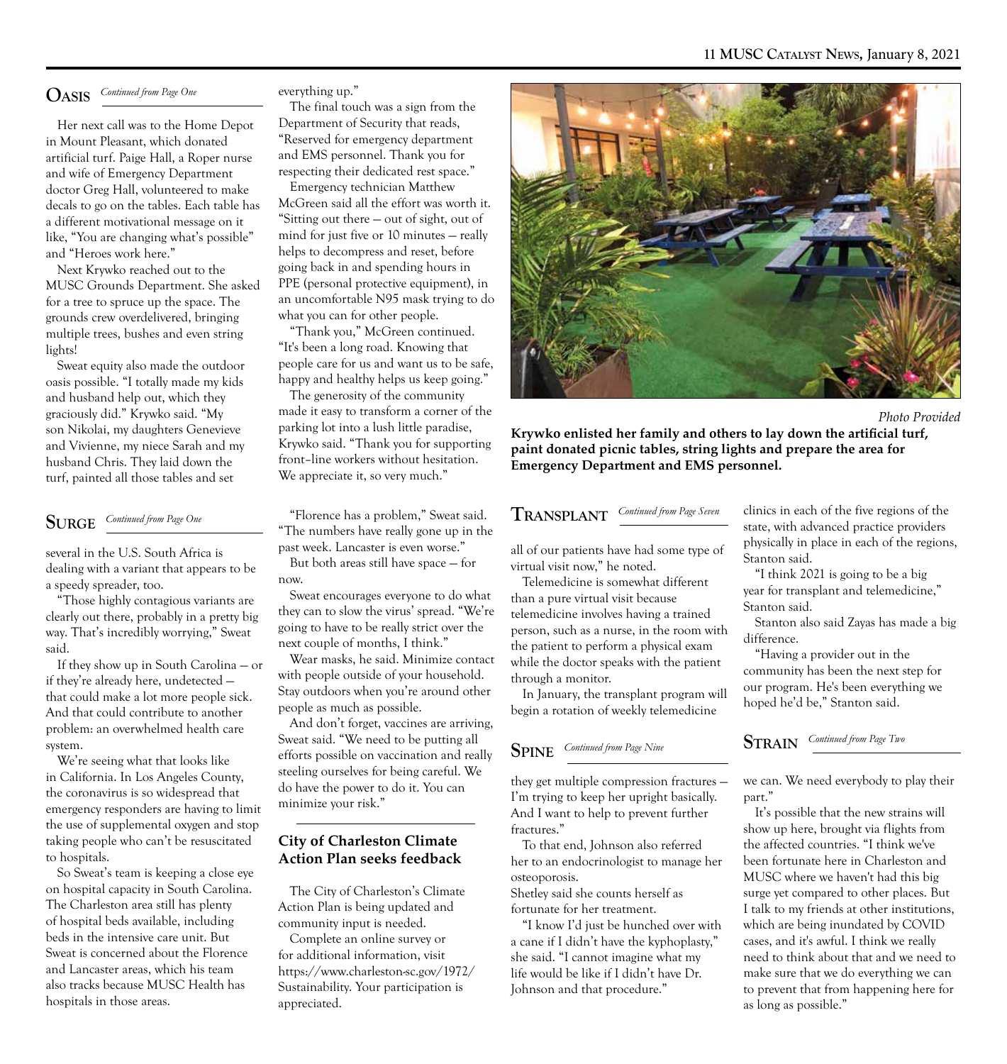## Oasis

*Continued from Page One*

Her next call was to the Home Depot in Mount Pleasant, which donated artificial turf. Paige Hall, a Roper nurse and wife of Emergency Department doctor Greg Hall, volunteered to make decals to go on the tables. Each table has a different motivational message on it like, "You are changing what's possible" and "Heroes work here."

Next Krywko reached out to the MUSC Grounds Department. She asked for a tree to spruce up the space. The grounds crew overdelivered, bringing multiple trees, bushes and even string lights!

Sweat equity also made the outdoor oasis possible. "I totally made my kids and husband help out, which they graciously did." Krywko said. "My son Nikolai, my daughters Genevieve and Vivienne, my niece Sarah and my husband Chris. They laid down the turf, painted all those tables and set everything up."

The final touch was a sign from the Department of Security that reads, "Reserved for emergency department and EMS personnel. Thank you for respecting their dedicated rest space."

Emergency technician Matthew McGreen said all the effort was worth it. "Sitting out there — out of sight, out of mind for just five or 10 minutes — really helps to decompress and reset, before going back in and spending hours in PPE (personal protective equipment), in an uncomfortable N95 mask trying to do what you can for other people.

"Thank you," McGreen continued. "It's been a long road. Knowing that people care for us and want us to be safe, happy and healthy helps us keep going."

The generosity of the community made it easy to transform a corner of the parking lot into a lush little paradise, Krywko said. "Thank you for supporting front–line workers without hesitation. We appreciate it, so very much."

*Photo Provided*

**Krywko enlisted her family and others to lay down the artificial turf, paint donated picnic tables, string lights and prepare the area for Emergency Department and EMS personnel.**

## Surge

*Continued from Page One*

several in the U.S. South Africa is dealing with a variant that appears to be a speedy spreader, too.

"Those highly contagious variants are clearly out there, probably in a pretty big way. That's incredibly worrying," Sweat said.

If they show up in South Carolina — or if they're already here, undetected — that could make a lot more people sick. And that could contribute to another problem: an overwhelmed health care system.

We're seeing what that looks like in California. In Los Angeles County, the coronavirus is so widespread that emergency responders are having to limit the use of supplemental oxygen and stop taking people who can't be resuscitated to hospitals.

So Sweat's team is keeping a close eye on hospital capacity in South Carolina. The Charleston area still has plenty of hospital beds available, including beds in the intensive care unit. But Sweat is concerned about the Florence and Lancaster areas, which his team also tracks because MUSC Health has hospitals in those areas.

"Florence has a problem," Sweat said. "The numbers have really gone up in the past week. Lancaster is even worse."

But both areas still have space — for now.

Sweat encourages everyone to do what they can to slow the virus' spread. "We're going to have to be really strict over the next couple of months, I think."

Wear masks, he said. Minimize contact with people outside of your household. Stay outdoors when you're around other people as much as possible.

And don't forget, vaccines are arriving, Sweat said. "We need to be putting all efforts possible on vaccination and really steeling ourselves for being careful. We do have the power to do it. You can minimize your risk."

### City of Charleston Climate Action Plan seeks feedback

The City of Charleston's Climate Action Plan is being updated and community input is needed.

Complete an online survey or for additional information, visit https://www.charleston-sc.gov/1972/Sustainability. Your participation is appreciated.

## Transplant

*Continued from Page Seven*

all of our patients have had some type of virtual visit now," he noted.

Telemedicine is somewhat different than a pure virtual visit because telemedicine involves having a trained person, such as a nurse, in the room with the patient to perform a physical exam while the doctor speaks with the patient through a monitor.

In January, the transplant program will begin a rotation of weekly telemedicine clinics in each of the five regions of the state, with advanced practice providers physically in place in each of the regions, Stanton said.

"I think 2021 is going to be a big year for transplant and telemedicine," Stanton said.

Stanton also said Zayas has made a big difference.

"Having a provider out in the community has been the next step for our program. He's been everything we hoped he'd be," Stanton said.

## Spine

*Continued from Page Nine*

they get multiple compression fractures — I'm trying to keep her upright basically. And I want to help to prevent further fractures."

To that end, Johnson also referred her to an endocrinologist to manage her osteoporosis.

Shetley said she counts herself as fortunate for her treatment.

"I know I'd just be hunched over with a cane if I didn't have the kyphoplasty," she said. "I cannot imagine what my life would be like if I didn't have Dr. Johnson and that procedure."

## Strain

*Continued from Page Two*

we can. We need everybody to play their part."

It's possible that the new strains will show up here, brought via flights from the affected countries. "I think we've been fortunate here in Charleston and MUSC where we haven't had this big surge yet compared to other places. But I talk to my friends at other institutions, which are being inundated by COVID cases, and it's awful. I think we really need to think about that and we need to make sure that we do everything we can to prevent that from happening here for as long as possible."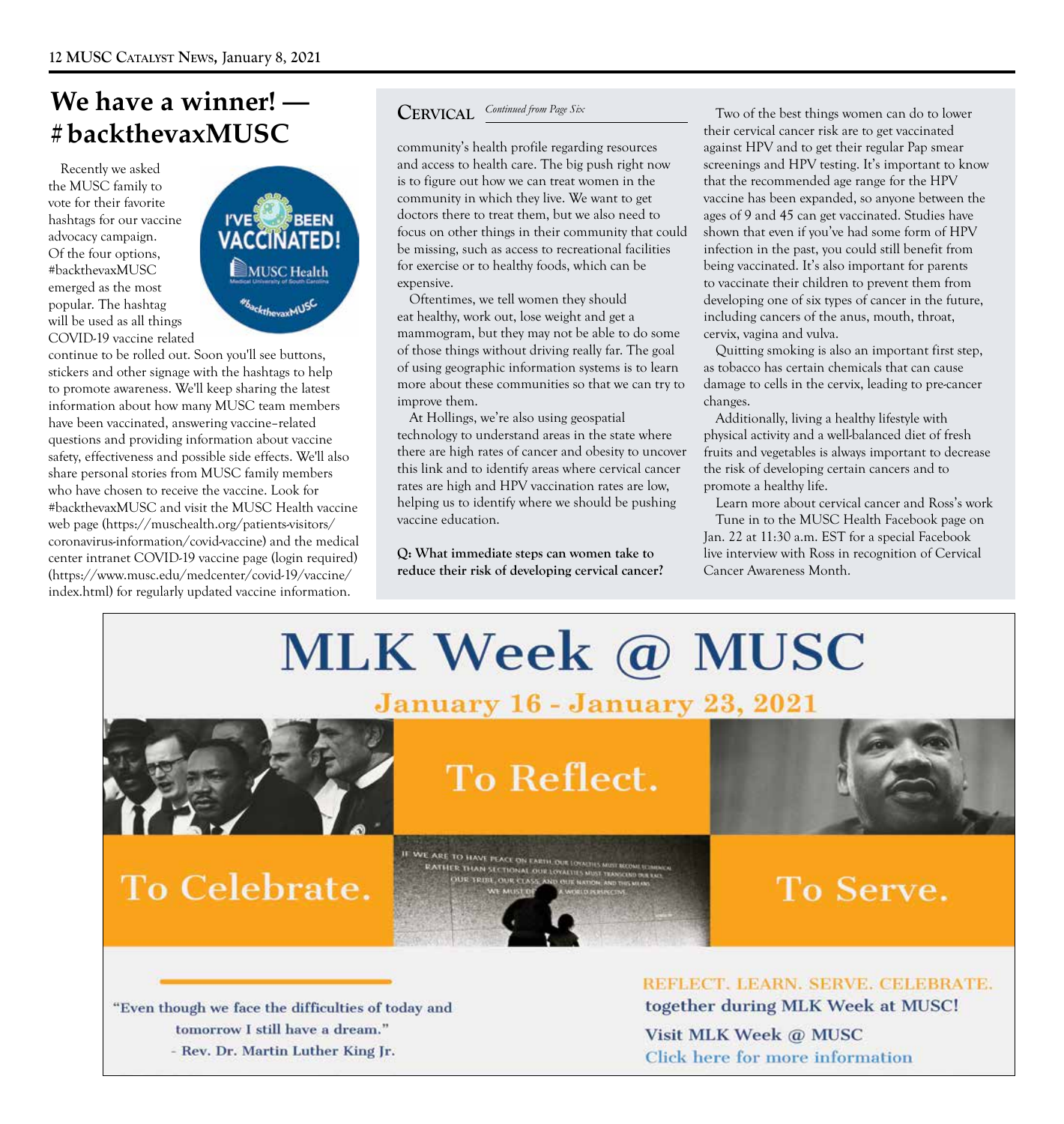# We have a winner! — #backthevaxMUSC

Recently we asked the MUSC family to vote for their favorite hashtags for our vaccine advocacy campaign. Of the four options, #backthevaxMUSC emerged as the most popular. The hashtag will be used as all things COVID-19 vaccine related continue to be rolled out. Soon you'll see buttons, stickers and other signage with the hashtags to help to promote awareness. We'll keep sharing the latest information about how many MUSC team members have been vaccinated, answering vaccine–related questions and providing information about vaccine safety, effectiveness and possible side effects. We'll also share personal stories from MUSC family members who have chosen to receive the vaccine. Look for #backthevaxMUSC and visit the MUSC Health vaccine web page (https://muschealth.org/patients-visitors/coronavirus-information/covid-vaccine) and the medical center intranet COVID-19 vaccine page (login required) (https://www.musc.edu/medcenter/covid-19/vaccine/index.html) for regularly updated vaccine information.

I'VE BEEN VACCINATED!
MUSC Health
Medical University of South Carolina
#backthevaxMUSC

## Cervical *Continued from Page Six*

community's health profile regarding resources and access to health care. The big push right now is to figure out how we can treat women in the community in which they live. We want to get doctors there to treat them, but we also need to focus on other things in their community that could be missing, such as access to recreational facilities for exercise or to healthy foods, which can be expensive.

Oftentimes, we tell women they should eat healthy, work out, lose weight and get a mammogram, but they may not be able to do some of those things without driving really far. The goal of using geographic information systems is to learn more about these communities so that we can try to improve them.

At Hollings, we're also using geospatial technology to understand areas in the state where there are high rates of cancer and obesity to uncover this link and to identify areas where cervical cancer rates are high and HPV vaccination rates are low, helping us to identify where we should be pushing vaccine education.

**Q: What immediate steps can women take to reduce their risk of developing cervical cancer?**

Two of the best things women can do to lower their cervical cancer risk are to get vaccinated against HPV and to get their regular Pap smear screenings and HPV testing. It's important to know that the recommended age range for the HPV vaccine has been expanded, so anyone between the ages of 9 and 45 can get vaccinated. Studies have shown that even if you've had some form of HPV infection in the past, you could still benefit from being vaccinated. It's also important for parents to vaccinate their children to prevent them from developing one of six types of cancer in the future, including cancers of the anus, mouth, throat, cervix, vagina and vulva.

Quitting smoking is also an important first step, as tobacco has certain chemicals that can cause damage to cells in the cervix, leading to pre-cancer changes.

Additionally, living a healthy lifestyle with physical activity and a well-balanced diet of fresh fruits and vegetables is always important to decrease the risk of developing certain cancers and to promote a healthy life.

Learn more about cervical cancer and Ross's work

Tune in to the MUSC Health Facebook page on Jan. 22 at 11:30 a.m. EST for a special Facebook live interview with Ross in recognition of Cervical Cancer Awareness Month.

# MLK Week @ MUSC

**January 16 - January 23, 2021**

To Reflect.

To Celebrate.

To Serve.

"Even though we face the difficulties of today and tomorrow I still have a dream."
- Rev. Dr. Martin Luther King Jr.

REFLECT. LEARN. SERVE. CELEBRATE.
together during MLK Week at MUSC!

Visit MLK Week @ MUSC
Click here for more information